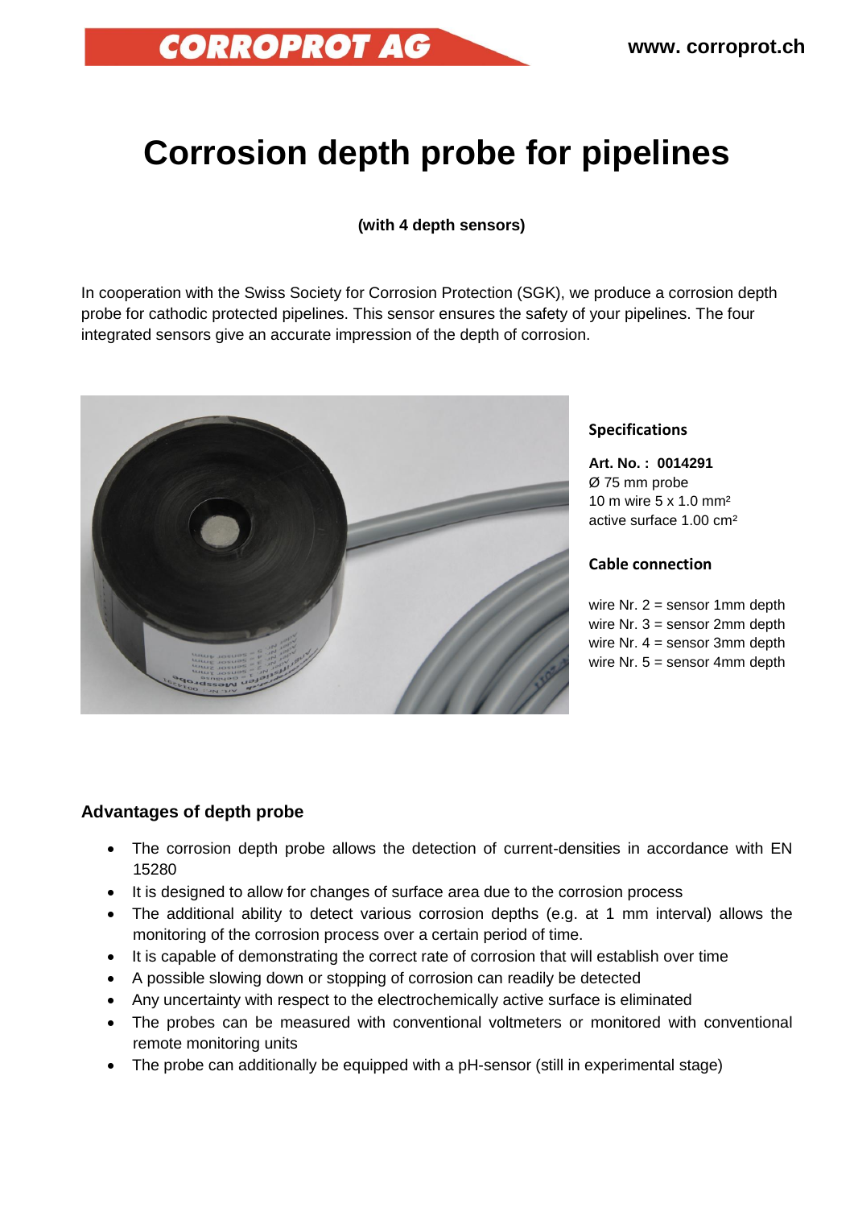CORROPROT AG

www. corroprot.ch

# Corrosion depth probe for pipelines

**(with 4 depth sensors)**

In cooperation with the Swiss Society for Corrosion Protection (SGK), we produce a corrosion depth probe for cathodic protected pipelines. This sensor ensures the safety of your pipelines. The four integrated sensors give an accurate impression of the depth of corrosion.

### Specifications

**Art. No. : 0014291**
Ø 75 mm probe
10 m wire 5 x 1.0 mm²
active surface 1.00 cm²

### Cable connection

wire Nr. 2 = sensor 1mm depth
wire Nr. 3 = sensor 2mm depth
wire Nr. 4 = sensor 3mm depth
wire Nr. 5 = sensor 4mm depth

## Advantages of depth probe

- The corrosion depth probe allows the detection of current-densities in accordance with EN 15280
- It is designed to allow for changes of surface area due to the corrosion process
- The additional ability to detect various corrosion depths (e.g. at 1 mm interval) allows the monitoring of the corrosion process over a certain period of time.
- It is capable of demonstrating the correct rate of corrosion that will establish over time
- A possible slowing down or stopping of corrosion can readily be detected
- Any uncertainty with respect to the electrochemically active surface is eliminated
- The probes can be measured with conventional voltmeters or monitored with conventional remote monitoring units
- The probe can additionally be equipped with a pH-sensor (still in experimental stage)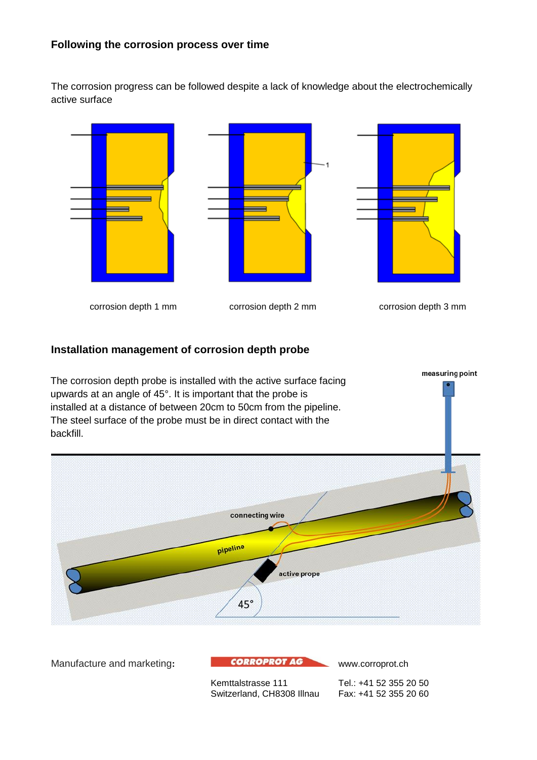## Following the corrosion process over time

The corrosion progress can be followed despite a lack of knowledge about the electrochemically active surface

1

corrosion depth 1 mm

corrosion depth 2 mm

corrosion depth 3 mm

## Installation management of corrosion depth probe

The corrosion depth probe is installed with the active surface facing upwards at an angle of 45°. It is important that the probe is installed at a distance of between 20cm to 50cm from the pipeline. The steel surface of the probe must be in direct contact with the backfill.

measuring point

connecting wire

pipeline

active prope

45°

Manufacture and marketing:

CORROPROT AG

Kemttalstrasse 111
Switzerland, CH8308 Illnau

www.corroprot.ch

Tel.: +41 52 355 20 50
Fax: +41 52 355 20 60